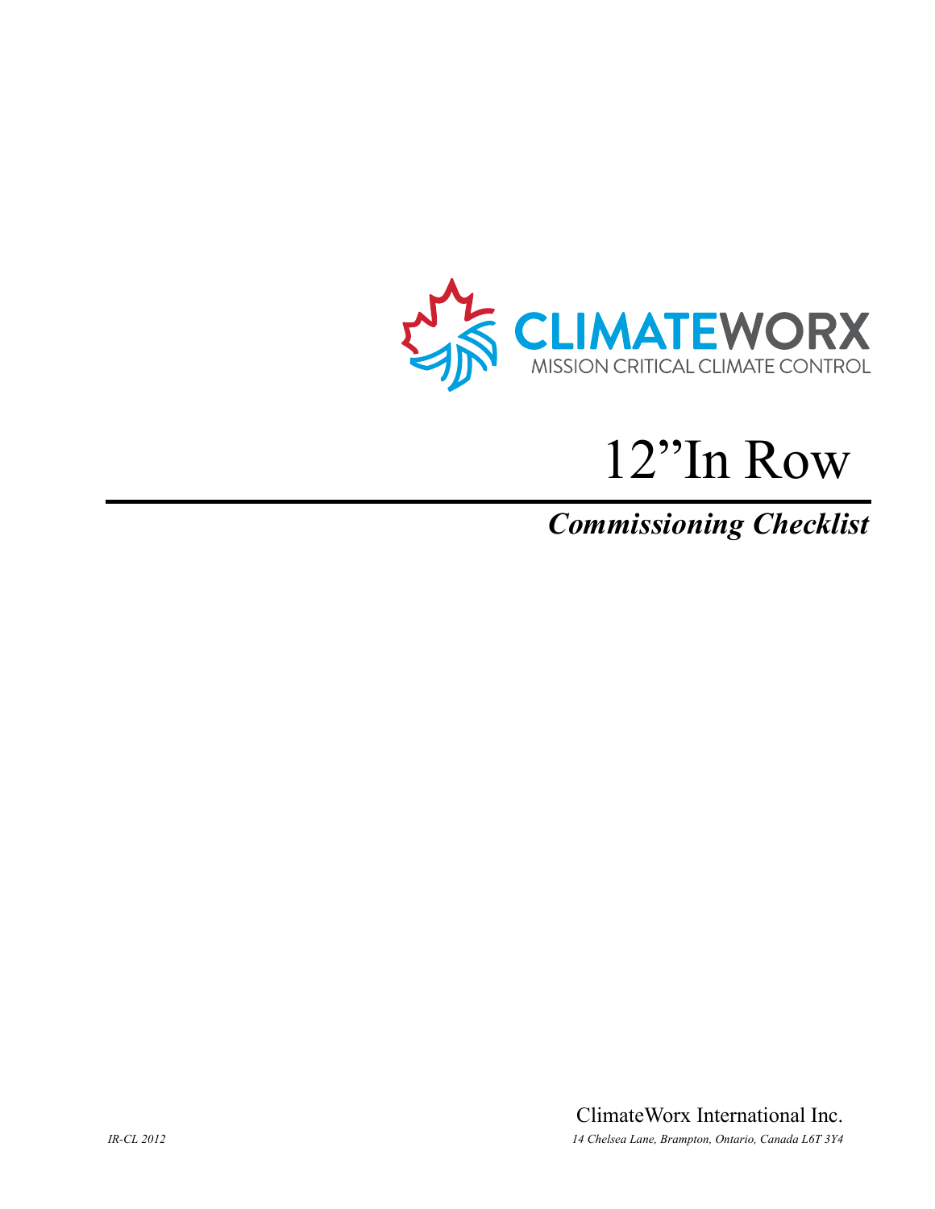CLIMATEWORX

MISSION CRITICAL CLIMATE CONTROL

# 12"In Row

## *Commissioning Checklist*

ClimateWorx International Inc.

*IR-CL 2012*

*14 Chelsea Lane, Brampton, Ontario, Canada L6T 3Y4*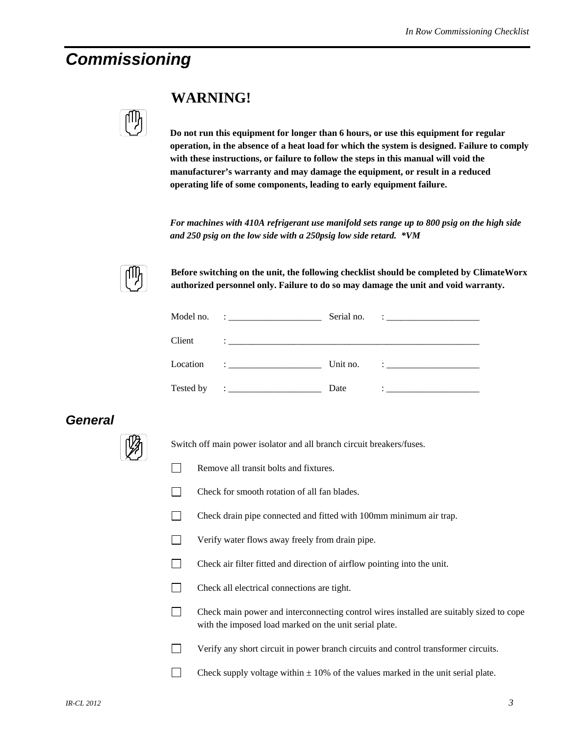# Commissioning

## WARNING!

**Do not run this equipment for longer than 6 hours, or use this equipment for regular operation, in the absence of a heat load for which the system is designed. Failure to comply with these instructions, or failure to follow the steps in this manual will void the manufacturer's warranty and may damage the equipment, or result in a reduced operating life of some components, leading to early equipment failure.**

***For machines with 410A refrigerant use manifold sets range up to 800 psig on the high side and 250 psig on the low side with a 250psig low side retard. *VM***

**Before switching on the unit, the following checklist should be completed by ClimateWorx authorized personnel only. Failure to do so may damage the unit and void warranty.**

| | | | |
|---|---|---|---|
| Model no. | : ____________________ | Serial no. | : ____________________ |
| Client | : ________________________________________________________ | | |
| Location | : ____________________ | Unit no. | : ____________________ |
| Tested by | : ____________________ | Date | : ____________________ |

## General

Switch off main power isolator and all branch circuit breakers/fuses.

- [ ] Remove all transit bolts and fixtures.
- [ ] Check for smooth rotation of all fan blades.
- [ ] Check drain pipe connected and fitted with 100mm minimum air trap.
- [ ] Verify water flows away freely from drain pipe.
- [ ] Check air filter fitted and direction of airflow pointing into the unit.
- [ ] Check all electrical connections are tight.
- [ ] Check main power and interconnecting control wires installed are suitably sized to cope with the imposed load marked on the unit serial plate.
- [ ] Verify any short circuit in power branch circuits and control transformer circuits.
- [ ] Check supply voltage within ± 10% of the values marked in the unit serial plate.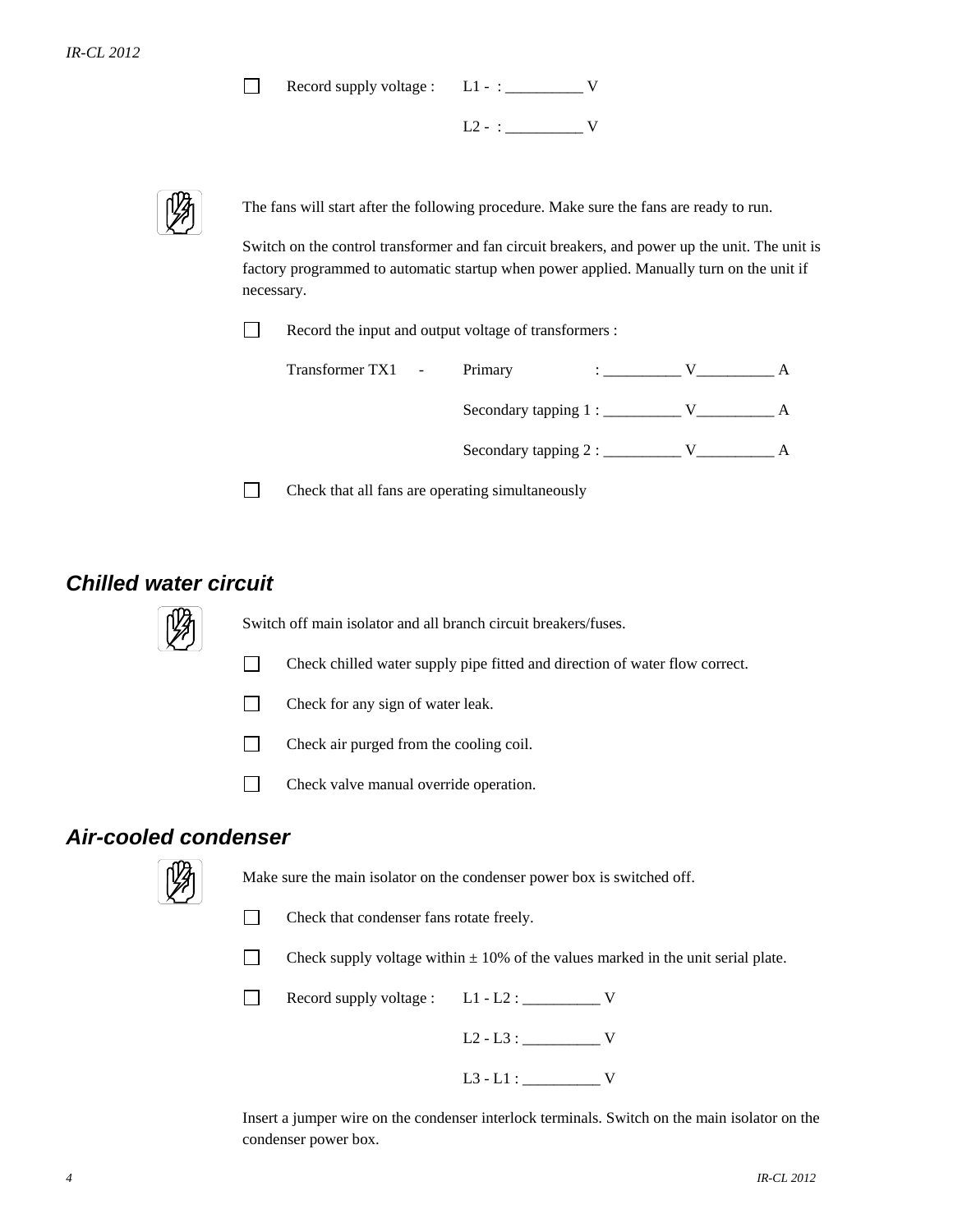- [ ] Record supply voltage : L1 - : __________ V

  L2 - : __________ V

The fans will start after the following procedure. Make sure the fans are ready to run.

Switch on the control transformer and fan circuit breakers, and power up the unit. The unit is factory programmed to automatic startup when power applied. Manually turn on the unit if necessary.

- [ ] Record the input and output voltage of transformers :

  Transformer TX1 - Primary : __________ V__________ A

  Secondary tapping 1 : __________ V__________ A

  Secondary tapping 2 : __________ V__________ A

- [ ] Check that all fans are operating simultaneously

## Chilled water circuit

Switch off main isolator and all branch circuit breakers/fuses.

- [ ] Check chilled water supply pipe fitted and direction of water flow correct.
- [ ] Check for any sign of water leak.
- [ ] Check air purged from the cooling coil.
- [ ] Check valve manual override operation.

## Air-cooled condenser

Make sure the main isolator on the condenser power box is switched off.

- [ ] Check that condenser fans rotate freely.
- [ ] Check supply voltage within ± 10% of the values marked in the unit serial plate.
- [ ] Record supply voltage : L1 - L2 : __________ V

  L2 - L3 : __________ V

  L3 - L1 : __________ V

Insert a jumper wire on the condenser interlock terminals. Switch on the main isolator on the condenser power box.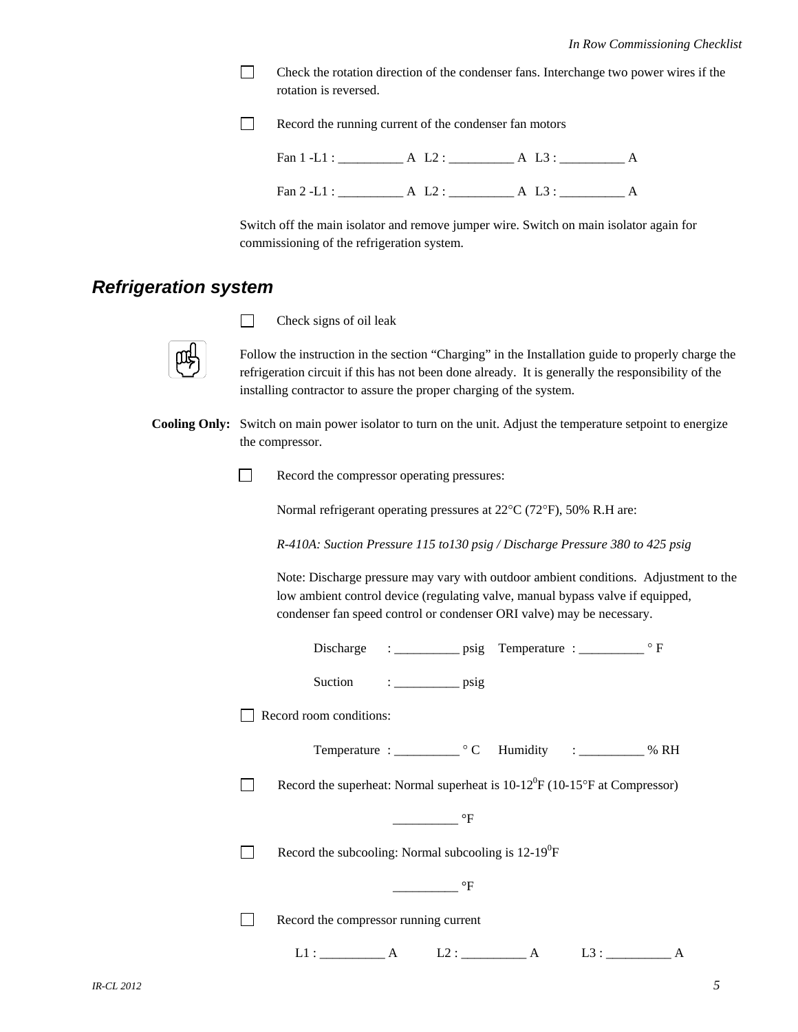- [ ] Check the rotation direction of the condenser fans. Interchange two power wires if the rotation is reversed.

- [ ] Record the running current of the condenser fan motors

  Fan 1 -L1 : __________ A L2 : __________ A L3 : __________ A

  Fan 2 -L1 : __________ A L2 : __________ A L3 : __________ A

Switch off the main isolator and remove jumper wire. Switch on main isolator again for commissioning of the refrigeration system.

## *Refrigeration system*

- [ ] Check signs of oil leak

Follow the instruction in the section "Charging" in the Installation guide to properly charge the refrigeration circuit if this has not been done already. It is generally the responsibility of the installing contractor to assure the proper charging of the system.

**Cooling Only:** Switch on main power isolator to turn on the unit. Adjust the temperature setpoint to energize the compressor.

- [ ] Record the compressor operating pressures:

  Normal refrigerant operating pressures at 22°C (72°F), 50% R.H are:

  *R-410A: Suction Pressure 115 to130 psig / Discharge Pressure 380 to 425 psig*

  Note: Discharge pressure may vary with outdoor ambient conditions. Adjustment to the low ambient control device (regulating valve, manual bypass valve if equipped, condenser fan speed control or condenser ORI valve) may be necessary.

  Discharge : __________ psig Temperature : __________ ° F

  Suction : __________ psig

- [ ] Record room conditions:

  Temperature : __________ ° C Humidity : __________ % RH

- [ ] Record the superheat: Normal superheat is 10-12$^0$F (10-15°F at Compressor)

  __________ °F

- [ ] Record the subcooling: Normal subcooling is 12-19$^0$F

  __________ °F

- [ ] Record the compressor running current

  L1 : __________ A L2 : __________ A L3 : __________ A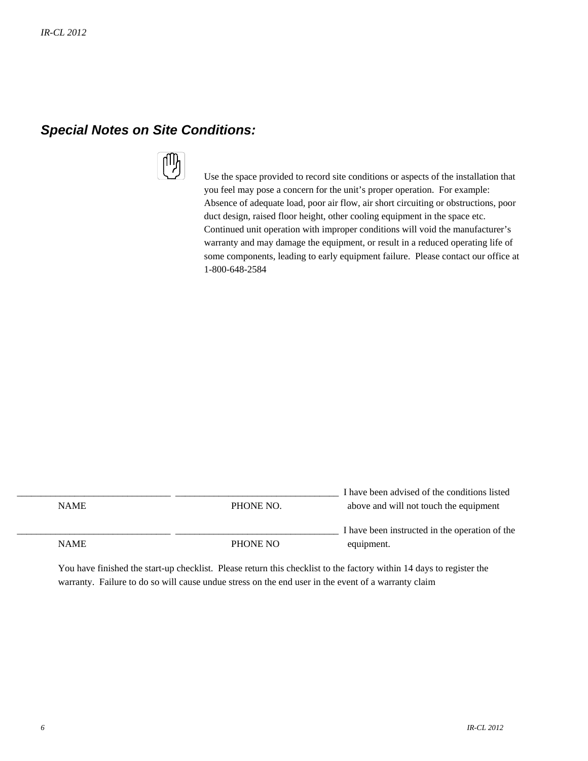## *Special Notes on Site Conditions:*

Use the space provided to record site conditions or aspects of the installation that you feel may pose a concern for the unit's proper operation. For example: Absence of adequate load, poor air flow, air short circuiting or obstructions, poor duct design, raised floor height, other cooling equipment in the space etc. Continued unit operation with improper conditions will void the manufacturer's warranty and may damage the equipment, or result in a reduced operating life of some components, leading to early equipment failure. Please contact our office at 1-800-648-2584

| | | |
|---|---|---|
| ______________________________ | ________________________________ | I have been advised of the conditions listed |
| NAME | PHONE NO. | above and will not touch the equipment |
| ______________________________ | ________________________________ | I have been instructed in the operation of the |
| NAME | PHONE NO | equipment. |

You have finished the start-up checklist. Please return this checklist to the factory within 14 days to register the warranty. Failure to do so will cause undue stress on the end user in the event of a warranty claim